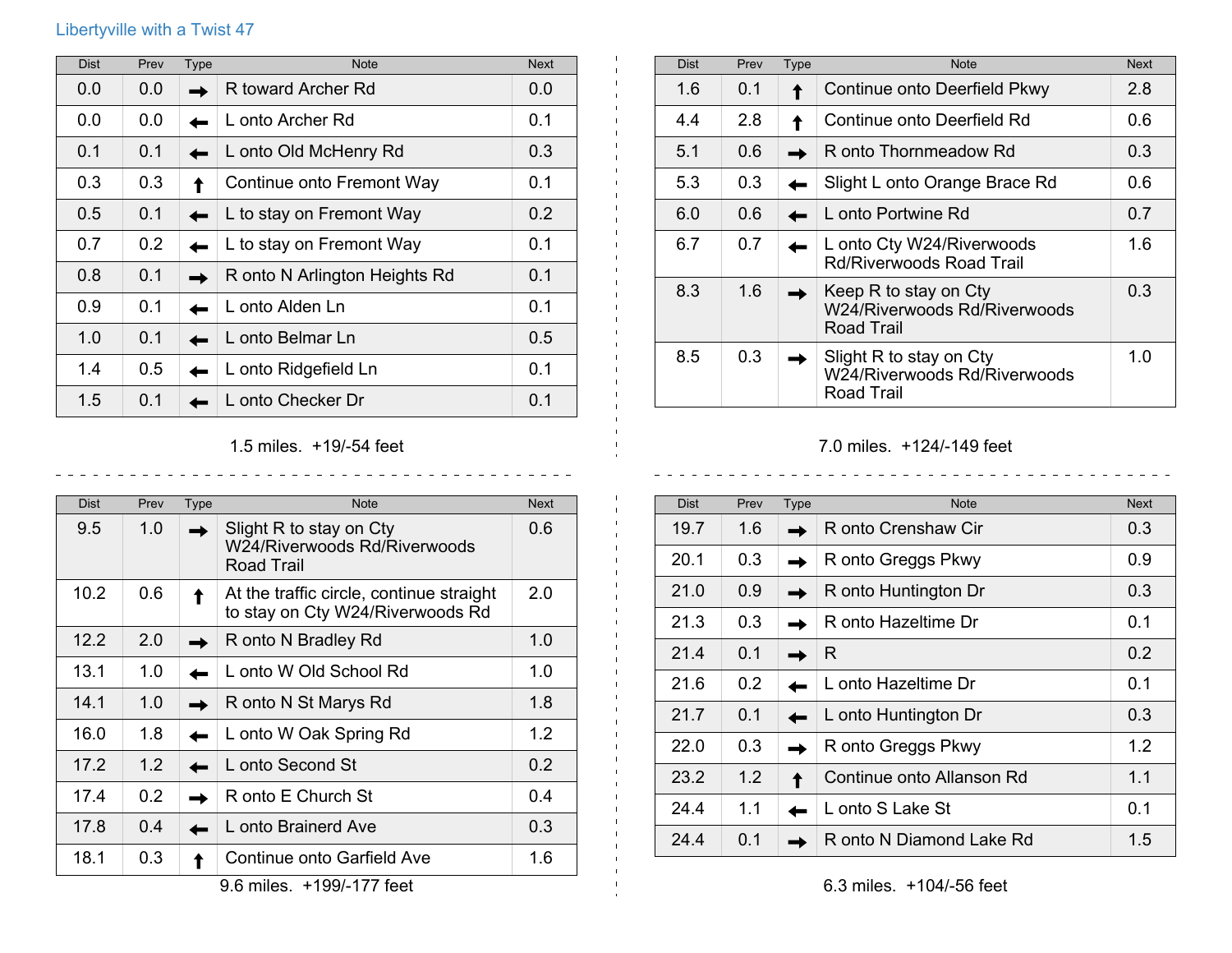Libertyville with a Twist 47

| Dist | Prev | Type | Note | Next |
|---|---|---|---|---|
| 0.0 | 0.0 | → | R toward Archer Rd | 0.0 |
| 0.0 | 0.0 | ← | L onto Archer Rd | 0.1 |
| 0.1 | 0.1 | ← | L onto Old McHenry Rd | 0.3 |
| 0.3 | 0.3 | ↑ | Continue onto Fremont Way | 0.1 |
| 0.5 | 0.1 | ← | L to stay on Fremont Way | 0.2 |
| 0.7 | 0.2 | ← | L to stay on Fremont Way | 0.1 |
| 0.8 | 0.1 | → | R onto N Arlington Heights Rd | 0.1 |
| 0.9 | 0.1 | ← | L onto Alden Ln | 0.1 |
| 1.0 | 0.1 | ← | L onto Belmar Ln | 0.5 |
| 1.4 | 0.5 | ← | L onto Ridgefield Ln | 0.1 |
| 1.5 | 0.1 | ← | L onto Checker Dr | 0.1 |

1.5 miles. +19/-54 feet

| Dist | Prev | Type | Note | Next |
|---|---|---|---|---|
| 1.6 | 0.1 | ↑ | Continue onto Deerfield Pkwy | 2.8 |
| 4.4 | 2.8 | ↑ | Continue onto Deerfield Rd | 0.6 |
| 5.1 | 0.6 | → | R onto Thornmeadow Rd | 0.3 |
| 5.3 | 0.3 | ← | Slight L onto Orange Brace Rd | 0.6 |
| 6.0 | 0.6 | ← | L onto Portwine Rd | 0.7 |
| 6.7 | 0.7 | ← | L onto Cty W24/Riverwoods Rd/Riverwoods Road Trail | 1.6 |
| 8.3 | 1.6 | → | Keep R to stay on Cty W24/Riverwoods Rd/Riverwoods Road Trail | 0.3 |
| 8.5 | 0.3 | → | Slight R to stay on Cty W24/Riverwoods Rd/Riverwoods Road Trail | 1.0 |

7.0 miles. +124/-149 feet

| Dist | Prev | Type | Note | Next |
|---|---|---|---|---|
| 9.5 | 1.0 | → | Slight R to stay on Cty W24/Riverwoods Rd/Riverwoods Road Trail | 0.6 |
| 10.2 | 0.6 | ↑ | At the traffic circle, continue straight to stay on Cty W24/Riverwoods Rd | 2.0 |
| 12.2 | 2.0 | → | R onto N Bradley Rd | 1.0 |
| 13.1 | 1.0 | ← | L onto W Old School Rd | 1.0 |
| 14.1 | 1.0 | → | R onto N St Marys Rd | 1.8 |
| 16.0 | 1.8 | ← | L onto W Oak Spring Rd | 1.2 |
| 17.2 | 1.2 | ← | L onto Second St | 0.2 |
| 17.4 | 0.2 | → | R onto E Church St | 0.4 |
| 17.8 | 0.4 | ← | L onto Brainerd Ave | 0.3 |
| 18.1 | 0.3 | ↑ | Continue onto Garfield Ave | 1.6 |

9.6 miles. +199/-177 feet

| Dist | Prev | Type | Note | Next |
|---|---|---|---|---|
| 19.7 | 1.6 | → | R onto Crenshaw Cir | 0.3 |
| 20.1 | 0.3 | → | R onto Greggs Pkwy | 0.9 |
| 21.0 | 0.9 | → | R onto Huntington Dr | 0.3 |
| 21.3 | 0.3 | → | R onto Hazeltime Dr | 0.1 |
| 21.4 | 0.1 | → | R | 0.2 |
| 21.6 | 0.2 | ← | L onto Hazeltime Dr | 0.1 |
| 21.7 | 0.1 | ← | L onto Huntington Dr | 0.3 |
| 22.0 | 0.3 | → | R onto Greggs Pkwy | 1.2 |
| 23.2 | 1.2 | ↑ | Continue onto Allanson Rd | 1.1 |
| 24.4 | 1.1 | ← | L onto S Lake St | 0.1 |
| 24.4 | 0.1 | → | R onto N Diamond Lake Rd | 1.5 |

6.3 miles. +104/-56 feet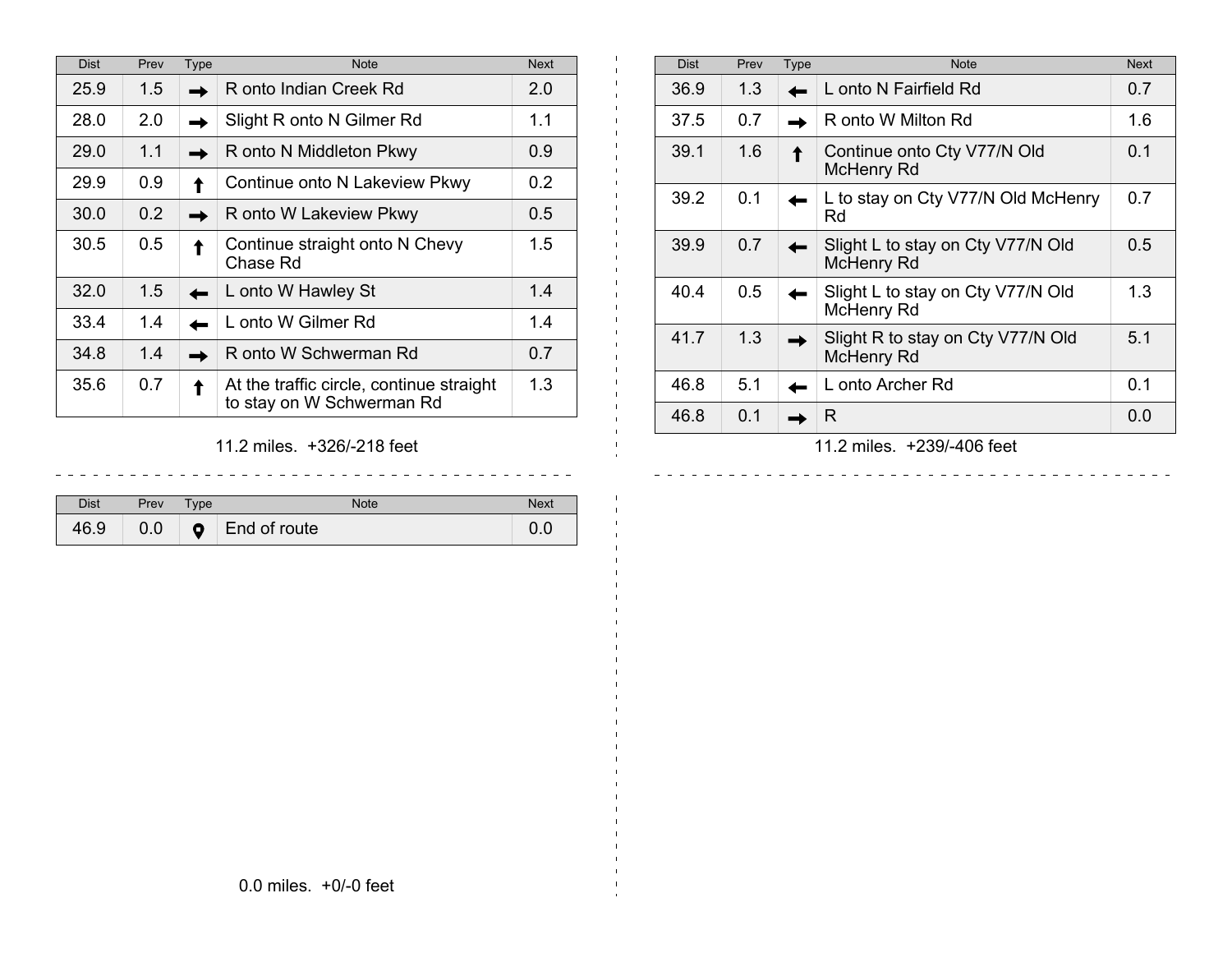| Dist | Prev | Type | Note | Next |
| --- | --- | --- | --- | --- |
| 25.9 | 1.5 | → | R onto Indian Creek Rd | 2.0 |
| 28.0 | 2.0 | → | Slight R onto N Gilmer Rd | 1.1 |
| 29.0 | 1.1 | → | R onto N Middleton Pkwy | 0.9 |
| 29.9 | 0.9 | ↑ | Continue onto N Lakeview Pkwy | 0.2 |
| 30.0 | 0.2 | → | R onto W Lakeview Pkwy | 0.5 |
| 30.5 | 0.5 | ↑ | Continue straight onto N Chevy Chase Rd | 1.5 |
| 32.0 | 1.5 | ← | L onto W Hawley St | 1.4 |
| 33.4 | 1.4 | ← | L onto W Gilmer Rd | 1.4 |
| 34.8 | 1.4 | → | R onto W Schwerman Rd | 0.7 |
| 35.6 | 0.7 | ↑ | At the traffic circle, continue straight to stay on W Schwerman Rd | 1.3 |

11.2 miles. +326/-218 feet

| Dist | Prev | Type | Note | Next |
| --- | --- | --- | --- | --- |
| 36.9 | 1.3 | ← | L onto N Fairfield Rd | 0.7 |
| 37.5 | 0.7 | → | R onto W Milton Rd | 1.6 |
| 39.1 | 1.6 | ↑ | Continue onto Cty V77/N Old McHenry Rd | 0.1 |
| 39.2 | 0.1 | ← | L to stay on Cty V77/N Old McHenry Rd | 0.7 |
| 39.9 | 0.7 | ← | Slight L to stay on Cty V77/N Old McHenry Rd | 0.5 |
| 40.4 | 0.5 | ← | Slight L to stay on Cty V77/N Old McHenry Rd | 1.3 |
| 41.7 | 1.3 | → | Slight R to stay on Cty V77/N Old McHenry Rd | 5.1 |
| 46.8 | 5.1 | ← | L onto Archer Rd | 0.1 |
| 46.8 | 0.1 | → | R | 0.0 |

11.2 miles. +239/-406 feet

| Dist | Prev | Type | Note | Next |
| --- | --- | --- | --- | --- |
| 46.9 | 0.0 | 📍 | End of route | 0.0 |

0.0 miles. +0/-0 feet